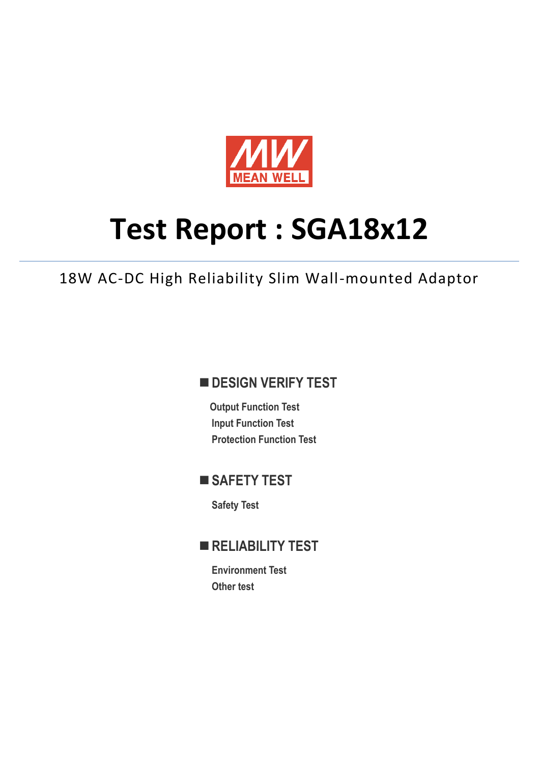MEAN WELL

# Test Report : SGA18x12

18W AC-DC High Reliability Slim Wall-mounted Adaptor

## ■ DESIGN VERIFY TEST

**Output Function Test**
**Input Function Test**
**Protection Function Test**

## ■ SAFETY TEST

**Safety Test**

## ■ RELIABILITY TEST

**Environment Test**
**Other test**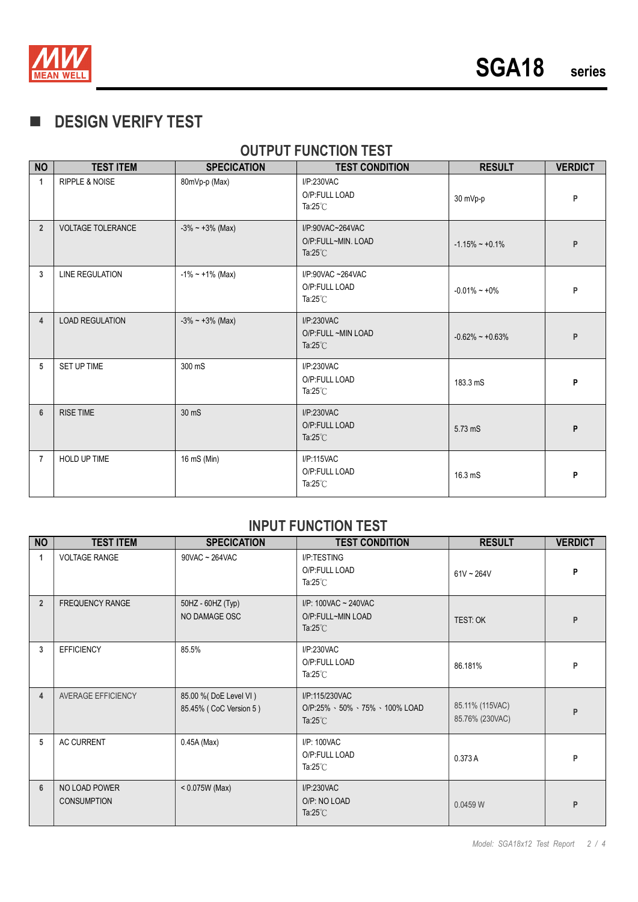## ■ DESIGN VERIFY TEST

### OUTPUT FUNCTION TEST

| NO | TEST ITEM | SPECICATION | TEST CONDITION | RESULT | VERDICT |
|---|---|---|---|---|---|
| 1 | RIPPLE & NOISE | 80mVp-p (Max) | I/P:230VAC<br>O/P:FULL LOAD<br>Ta:25℃ | 30 mVp-p | P |
| 2 | VOLTAGE TOLERANCE | -3% ~ +3% (Max) | I/P:90VAC~264VAC<br>O/P:FULL~MIN. LOAD<br>Ta:25℃ | -1.15% ~ +0.1% | P |
| 3 | LINE REGULATION | -1% ~ +1% (Max) | I/P:90VAC ~264VAC<br>O/P:FULL LOAD<br>Ta:25℃ | -0.01% ~ +0% | P |
| 4 | LOAD REGULATION | -3% ~ +3% (Max) | I/P:230VAC<br>O/P:FULL ~MIN LOAD<br>Ta:25℃ | -0.62% ~ +0.63% | P |
| 5 | SET UP TIME | 300 mS | I/P:230VAC<br>O/P:FULL LOAD<br>Ta:25℃ | 183.3 mS | P |
| 6 | RISE TIME | 30 mS | I/P:230VAC<br>O/P:FULL LOAD<br>Ta:25℃ | 5.73 mS | P |
| 7 | HOLD UP TIME | 16 mS (Min) | I/P:115VAC<br>O/P:FULL LOAD<br>Ta:25℃ | 16.3 mS | P |

### INPUT FUNCTION TEST

| NO | TEST ITEM | SPECICATION | TEST CONDITION | RESULT | VERDICT |
|---|---|---|---|---|---|
| 1 | VOLTAGE RANGE | 90VAC ~ 264VAC | I/P:TESTING<br>O/P:FULL LOAD<br>Ta:25℃ | 61V ~ 264V | P |
| 2 | FREQUENCY RANGE | 50HZ - 60HZ (Typ)<br>NO DAMAGE OSC | I/P: 100VAC ~ 240VAC<br>O/P:FULL~MIN LOAD<br>Ta:25℃ | TEST: OK | P |
| 3 | EFFICIENCY | 85.5% | I/P:230VAC<br>O/P:FULL LOAD<br>Ta:25℃ | 86.181% | P |
| 4 | AVERAGE EFFICIENCY | 85.00 %( DoE Level VI )<br>85.45% ( CoC Version 5 ) | I/P:115/230VAC<br>O/P:25% 、50% 、75% 、100% LOAD<br>Ta:25℃ | 85.11% (115VAC)<br>85.76% (230VAC) | P |
| 5 | AC CURRENT | 0.45A (Max) | I/P: 100VAC<br>O/P:FULL LOAD<br>Ta:25℃ | 0.373 A | P |
| 6 | NO LOAD POWER CONSUMPTION | < 0.075W (Max) | I/P:230VAC<br>O/P: NO LOAD<br>Ta:25℃ | 0.0459 W | P |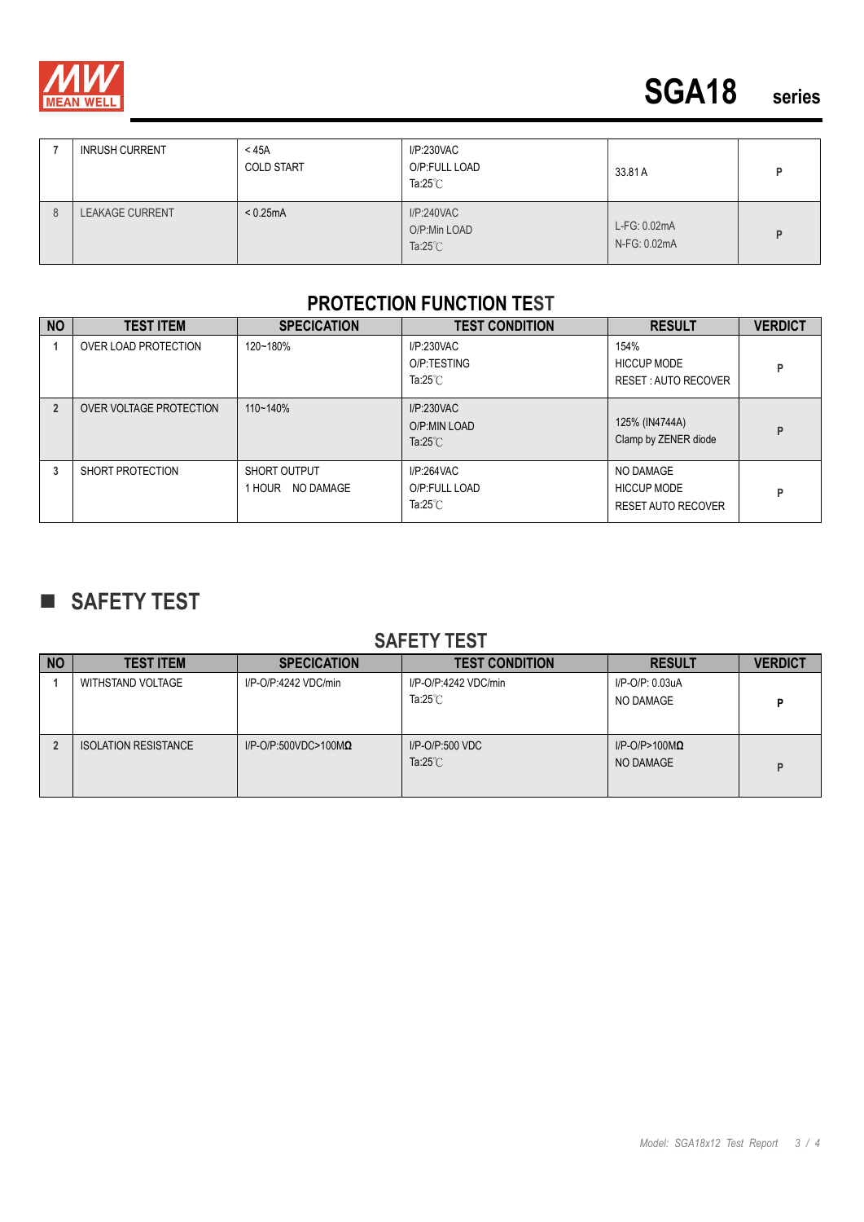| 7 | INRUSH CURRENT | < 45A<br>COLD START | I/P:230VAC<br>O/P:FULL LOAD<br>Ta:25℃ | 33.81 A | P |
|---|---|---|---|---|---|
| 8 | LEAKAGE CURRENT | < 0.25mA | I/P:240VAC<br>O/P:Min LOAD<br>Ta:25℃ | L-FG: 0.02mA<br>N-FG: 0.02mA | P |

## PROTECTION FUNCTION TEST

| NO | TEST ITEM | SPECICATION | TEST CONDITION | RESULT | VERDICT |
|---|---|---|---|---|---|
| 1 | OVER LOAD PROTECTION | 120~180% | I/P:230VAC<br>O/P:TESTING<br>Ta:25℃ | 154%<br>HICCUP MODE<br>RESET : AUTO RECOVER | P |
| 2 | OVER VOLTAGE PROTECTION | 110~140% | I/P:230VAC<br>O/P:MIN LOAD<br>Ta:25℃ | 125% (IN4744A)<br>Clamp by ZENER diode | P |
| 3 | SHORT PROTECTION | SHORT OUTPUT<br>1 HOUR NO DAMAGE | I/P:264VAC<br>O/P:FULL LOAD<br>Ta:25℃ | NO DAMAGE<br>HICCUP MODE<br>RESET AUTO RECOVER | P |

# ■ SAFETY TEST

## SAFETY TEST

| NO | TEST ITEM | SPECICATION | TEST CONDITION | RESULT | VERDICT |
|---|---|---|---|---|---|
| 1 | WITHSTAND VOLTAGE | I/P-O/P:4242 VDC/min | I/P-O/P:4242 VDC/min<br>Ta:25℃ | I/P-O/P: 0.03uA<br>NO DAMAGE | P |
| 2 | ISOLATION RESISTANCE | I/P-O/P:500VDC>100MΩ | I/P-O/P:500 VDC<br>Ta:25℃ | I/P-O/P>100MΩ<br>NO DAMAGE | P |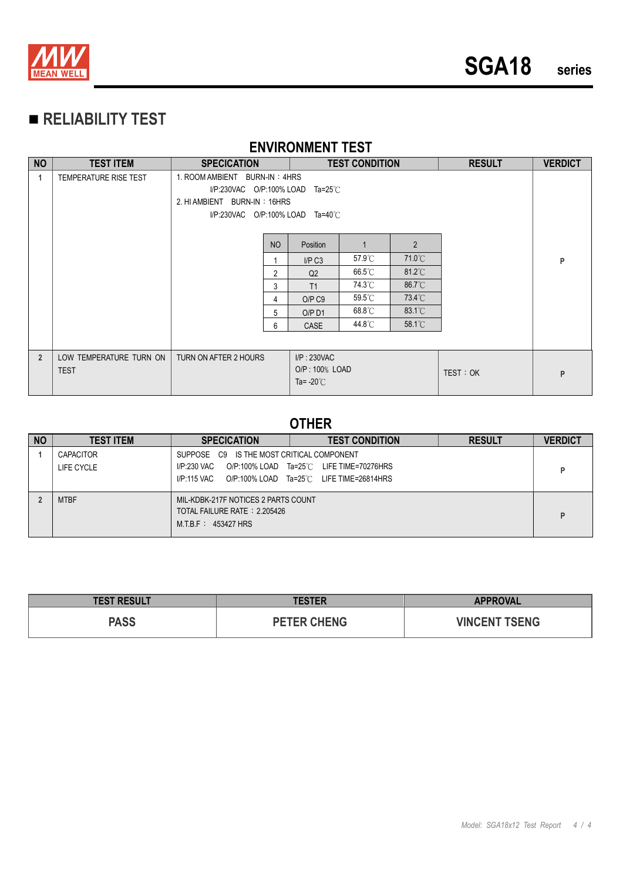# SGA18 series

## ■ RELIABILITY TEST

### ENVIRONMENT TEST

| NO | TEST ITEM | SPECICATION | TEST CONDITION | RESULT | VERDICT |
|---|---|---|---|---|---|
| 1 | TEMPERATURE RISE TEST | 1. ROOM AMBIENT BURN-IN：4HRS<br>I/P:230VAC O/P:100% LOAD Ta=25℃<br>2. HI AMBIENT BURN-IN：16HRS<br>I/P:230VAC O/P:100% LOAD Ta=40℃ | | | P |
| 2 | LOW TEMPERATURE TURN ON TEST | TURN ON AFTER 2 HOURS | I/P : 230VAC<br>O/P : 100% LOAD<br>Ta= -20℃ | TEST：OK | P |

Temperature rise test results:

| NO | Position | 1 | 2 |
|---|---|---|---|
| 1 | I/P C3 | 57.9℃ | 71.0℃ |
| 2 | Q2 | 66.5℃ | 81.2℃ |
| 3 | T1 | 74.3℃ | 86.7℃ |
| 4 | O/P C9 | 59.5℃ | 73.4℃ |
| 5 | O/P D1 | 68.8℃ | 83.1℃ |
| 6 | CASE | 44.8℃ | 58.1℃ |

### OTHER

| NO | TEST ITEM | SPECICATION | TEST CONDITION | RESULT | VERDICT |
|---|---|---|---|---|---|
| 1 | CAPACITOR LIFE CYCLE | SUPPOSE C9 IS THE MOST CRITICAL COMPONENT<br>I/P:230 VAC O/P:100% LOAD Ta=25℃ LIFE TIME=70276HRS<br>I/P:115 VAC O/P:100% LOAD Ta=25℃ LIFE TIME=26814HRS | | | P |
| 2 | MTBF | MIL-KDBK-217F NOTICES 2 PARTS COUNT<br>TOTAL FAILURE RATE：2.205426<br>M.T.B.F： 453427 HRS | | | P |

| TEST RESULT | TESTER | APPROVAL |
|---|---|---|
| PASS | PETER CHENG | VINCENT TSENG |